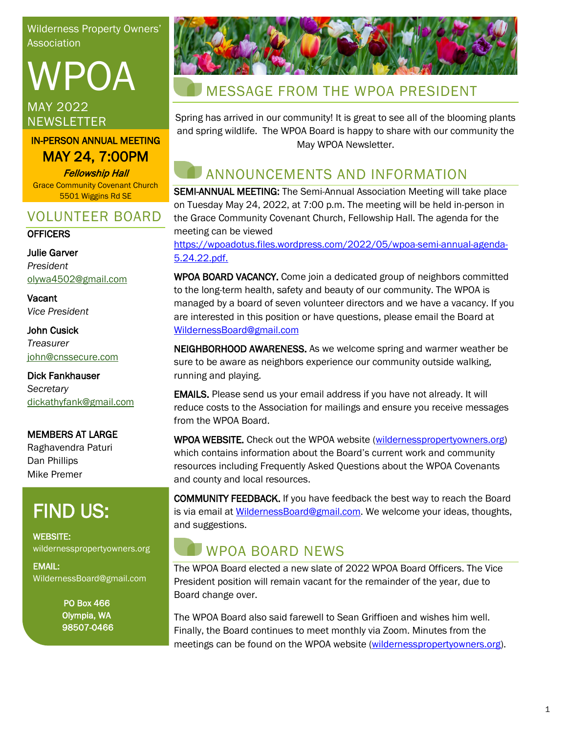Wilderness Property Owners' Association

# WPOA

MAY 2022 NEWSLETTER

**IN-PERSON ANNUAL MEETING**

**MAY 24, 7:00PM**

***Fellowship Hall***

Grace Community Covenant Church
5501 Wiggins Rd SE

## VOLUNTEER BOARD

**OFFICERS**

**Julie Garver**
*President*
olywa4502@gmail.com

**Vacant**
*Vice President*

**John Cusick**
*Treasurer*
john@cnssecure.com

**Dick Fankhauser**
*Secretary*
dickathyfank@gmail.com

**MEMBERS AT LARGE**
Raghavendra Paturi
Dan Phillips
Mike Premer

## FIND US:

**WEBSITE:**
wildernesspropertyowners.org

**EMAIL:**
WildernessBoard@gmail.com

**PO Box 466**
**Olympia, WA**
**98507-0466**

## MESSAGE FROM THE WPOA PRESIDENT

Spring has arrived in our community! It is great to see all of the blooming plants and spring wildlife. The WPOA Board is happy to share with our community the May WPOA Newsletter.

## ANNOUNCEMENTS AND INFORMATION

**SEMI-ANNUAL MEETING:** The Semi-Annual Association Meeting will take place on Tuesday May 24, 2022, at 7:00 p.m. The meeting will be held in-person in the Grace Community Covenant Church, Fellowship Hall. The agenda for the meeting can be viewed https://wpoadotus.files.wordpress.com/2022/05/wpoa-semi-annual-agenda-5.24.22.pdf.

**WPOA BOARD VACANCY.** Come join a dedicated group of neighbors committed to the long-term health, safety and beauty of our community. The WPOA is managed by a board of seven volunteer directors and we have a vacancy. If you are interested in this position or have questions, please email the Board at WildernessBoard@gmail.com

**NEIGHBORHOOD AWARENESS.** As we welcome spring and warmer weather be sure to be aware as neighbors experience our community outside walking, running and playing.

**EMAILS.** Please send us your email address if you have not already. It will reduce costs to the Association for mailings and ensure you receive messages from the WPOA Board.

**WPOA WEBSITE.** Check out the WPOA website (wildernesspropertyowners.org) which contains information about the Board's current work and community resources including Frequently Asked Questions about the WPOA Covenants and county and local resources.

**COMMUNITY FEEDBACK.** If you have feedback the best way to reach the Board is via email at WildernessBoard@gmail.com. We welcome your ideas, thoughts, and suggestions.

## WPOA BOARD NEWS

The WPOA Board elected a new slate of 2022 WPOA Board Officers. The Vice President position will remain vacant for the remainder of the year, due to Board change over.

The WPOA Board also said farewell to Sean Griffioen and wishes him well. Finally, the Board continues to meet monthly via Zoom. Minutes from the meetings can be found on the WPOA website (wildernesspropertyowners.org).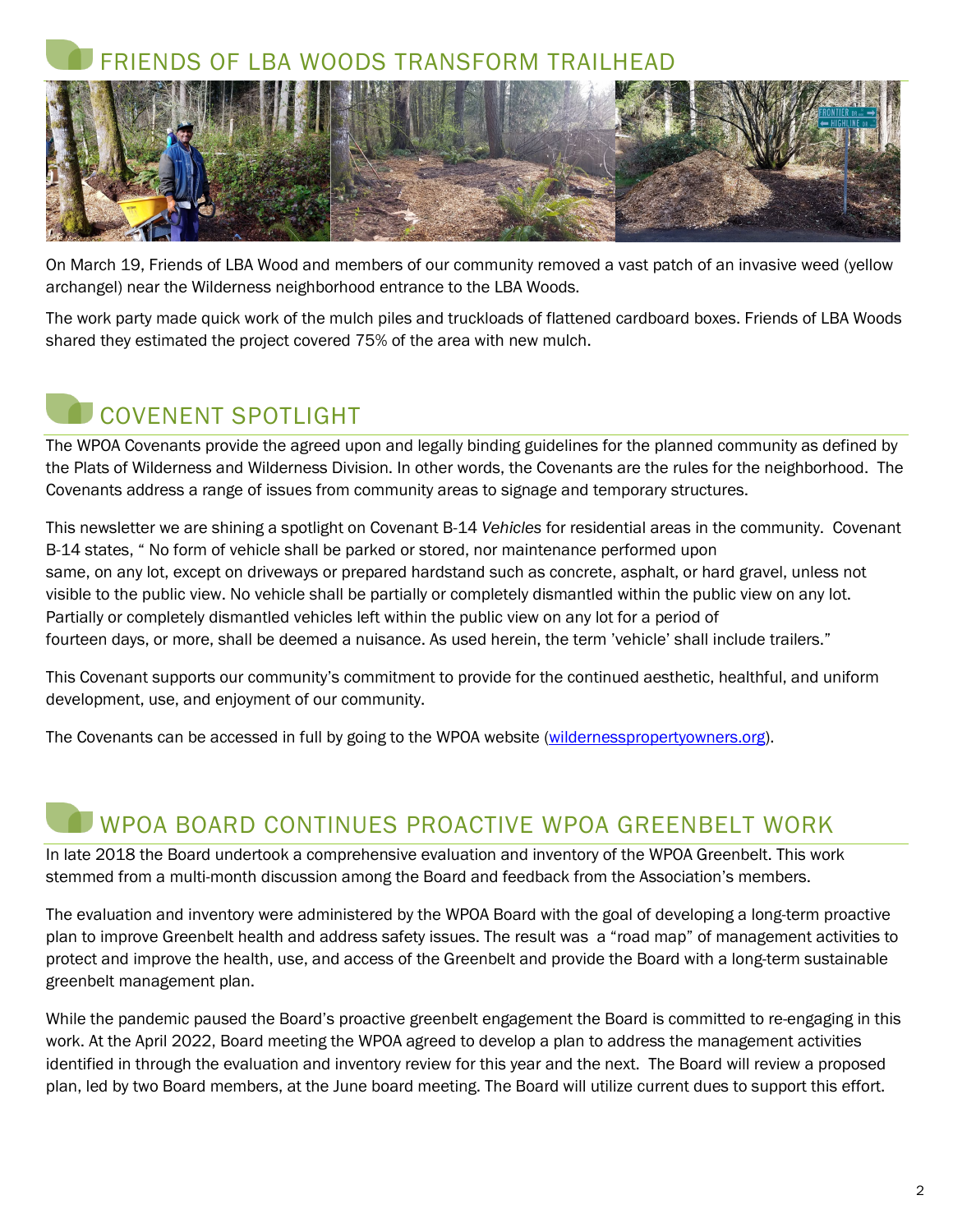## FRIENDS OF LBA WOODS TRANSFORM TRAILHEAD

On March 19, Friends of LBA Wood and members of our community removed a vast patch of an invasive weed (yellow archangel) near the Wilderness neighborhood entrance to the LBA Woods.

The work party made quick work of the mulch piles and truckloads of flattened cardboard boxes. Friends of LBA Woods shared they estimated the project covered 75% of the area with new mulch.

## COVENENT SPOTLIGHT

The WPOA Covenants provide the agreed upon and legally binding guidelines for the planned community as defined by the Plats of Wilderness and Wilderness Division. In other words, the Covenants are the rules for the neighborhood. The Covenants address a range of issues from community areas to signage and temporary structures.

This newsletter we are shining a spotlight on Covenant B-14 *Vehicles* for residential areas in the community. Covenant B-14 states, " No form of vehicle shall be parked or stored, nor maintenance performed upon same, on any lot, except on driveways or prepared hardstand such as concrete, asphalt, or hard gravel, unless not visible to the public view. No vehicle shall be partially or completely dismantled within the public view on any lot. Partially or completely dismantled vehicles left within the public view on any lot for a period of fourteen days, or more, shall be deemed a nuisance. As used herein, the term 'vehicle' shall include trailers."

This Covenant supports our community's commitment to provide for the continued aesthetic, healthful, and uniform development, use, and enjoyment of our community.

The Covenants can be accessed in full by going to the WPOA website (wildernesspropertyowners.org).

## WPOA BOARD CONTINUES PROACTIVE WPOA GREENBELT WORK

In late 2018 the Board undertook a comprehensive evaluation and inventory of the WPOA Greenbelt. This work stemmed from a multi-month discussion among the Board and feedback from the Association's members.

The evaluation and inventory were administered by the WPOA Board with the goal of developing a long-term proactive plan to improve Greenbelt health and address safety issues. The result was a "road map" of management activities to protect and improve the health, use, and access of the Greenbelt and provide the Board with a long-term sustainable greenbelt management plan.

While the pandemic paused the Board's proactive greenbelt engagement the Board is committed to re-engaging in this work. At the April 2022, Board meeting the WPOA agreed to develop a plan to address the management activities identified in through the evaluation and inventory review for this year and the next. The Board will review a proposed plan, led by two Board members, at the June board meeting. The Board will utilize current dues to support this effort.